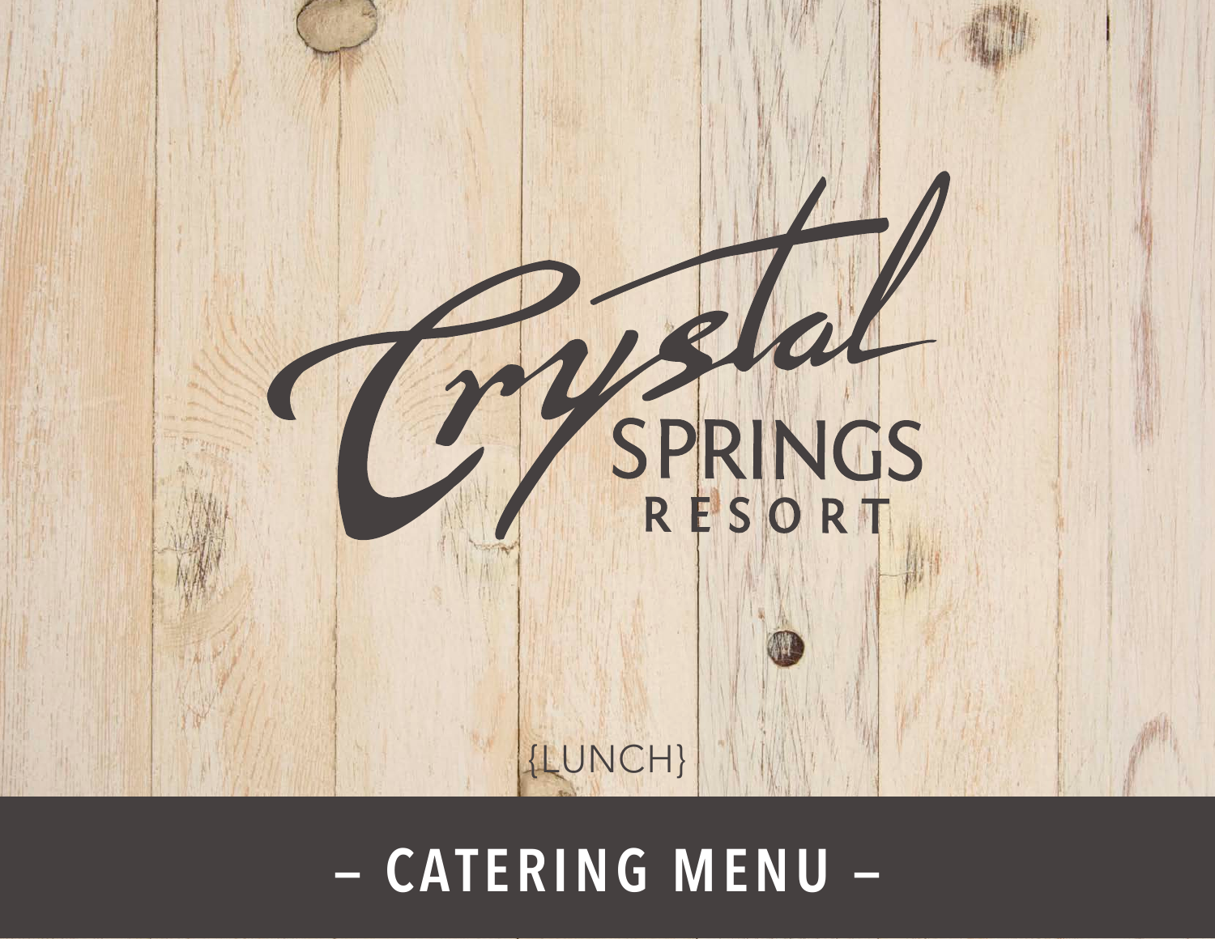# Crystal SPRINGS RESORT

{LUNCH}

## – CATERING MENU –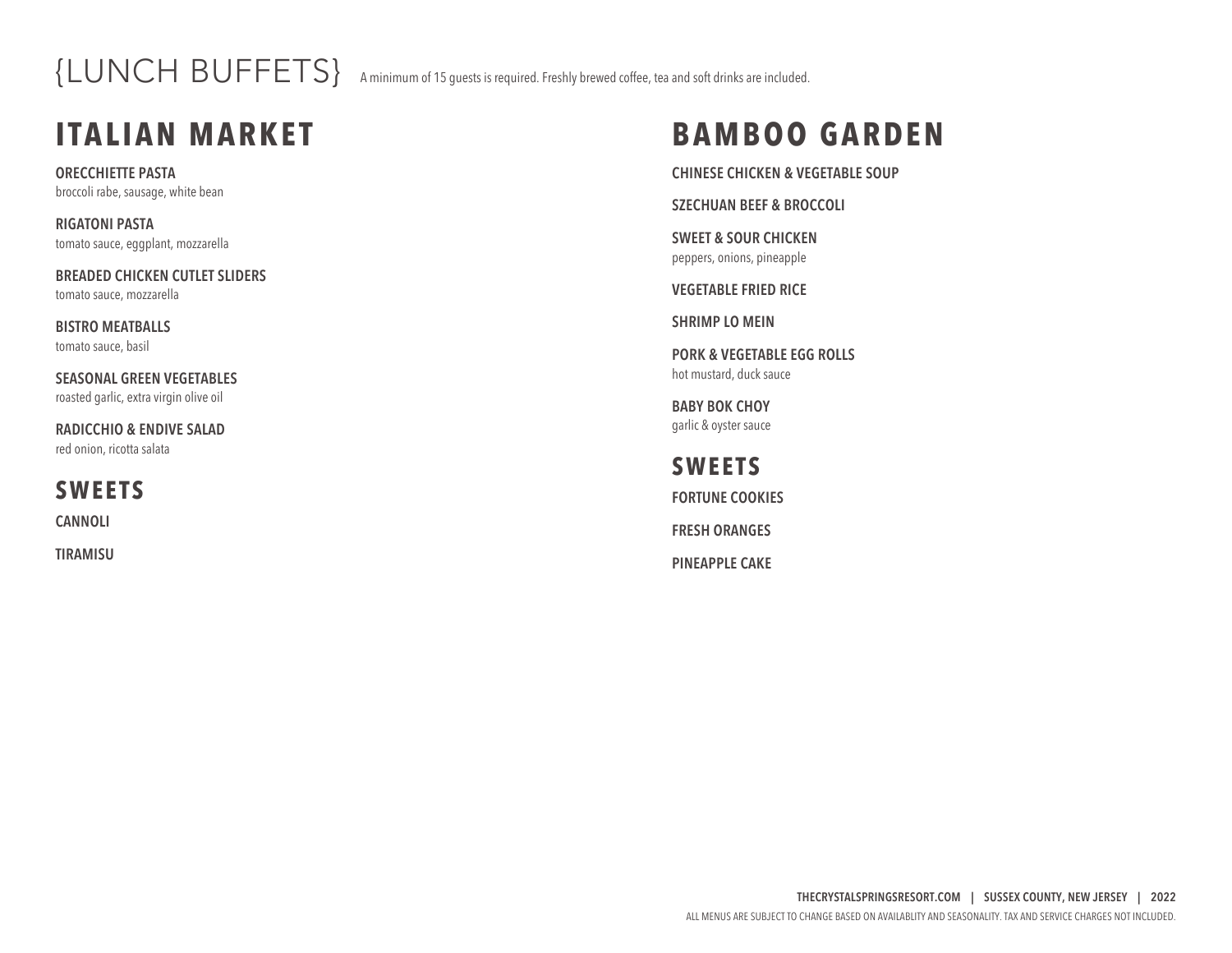# {LUNCH BUFFETS}

A minimum of 15 guests is required. Freshly brewed coffee, tea and soft drinks are included.

## ITALIAN MARKET

**ORECCHIETTE PASTA**
broccoli rabe, sausage, white bean

**RIGATONI PASTA**
tomato sauce, eggplant, mozzarella

**BREADED CHICKEN CUTLET SLIDERS**
tomato sauce, mozzarella

**BISTRO MEATBALLS**
tomato sauce, basil

**SEASONAL GREEN VEGETABLES**
roasted garlic, extra virgin olive oil

**RADICCHIO & ENDIVE SALAD**
red onion, ricotta salata

### SWEETS

**CANNOLI**

**TIRAMISU**

## BAMBOO GARDEN

**CHINESE CHICKEN & VEGETABLE SOUP**

**SZECHUAN BEEF & BROCCOLI**

**SWEET & SOUR CHICKEN**
peppers, onions, pineapple

**VEGETABLE FRIED RICE**

**SHRIMP LO MEIN**

**PORK & VEGETABLE EGG ROLLS**
hot mustard, duck sauce

**BABY BOK CHOY**
garlic & oyster sauce

### SWEETS

**FORTUNE COOKIES**

**FRESH ORANGES**

**PINEAPPLE CAKE**

ALL MENUS ARE SUBJECT TO CHANGE BASED ON AVAILABLITY AND SEASONALITY. TAX AND SERVICE CHARGES NOT INCLUDED.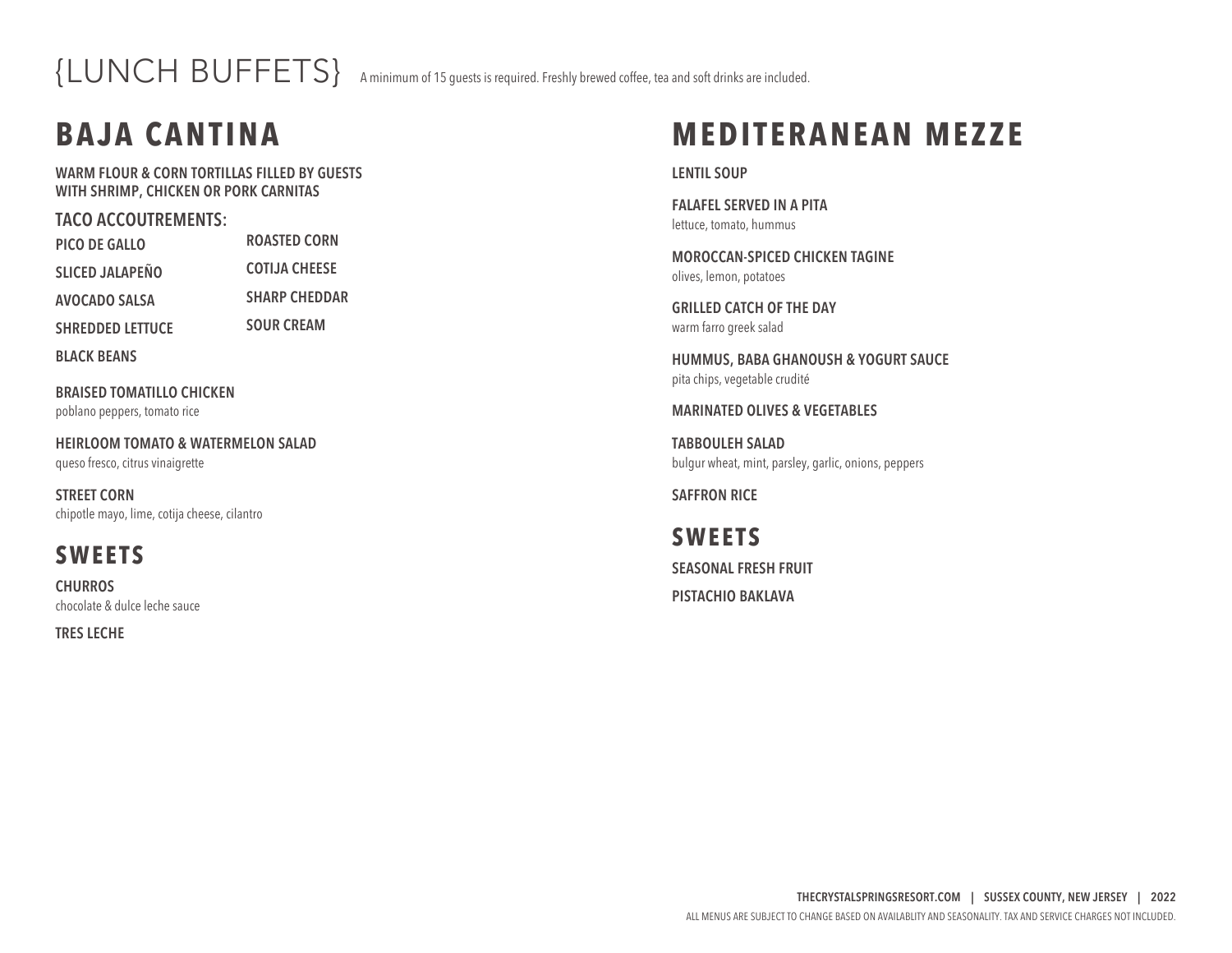# {LUNCH BUFFETS}

A minimum of 15 guests is required. Freshly brewed coffee, tea and soft drinks are included.

## BAJA CANTINA

**WARM FLOUR & CORN TORTILLAS FILLED BY GUESTS WITH SHRIMP, CHICKEN OR PORK CARNITAS**

**TACO ACCOUTREMENTS:**

- **PICO DE GALLO**
- **SLICED JALAPEÑO**
- **AVOCADO SALSA**
- **SHREDDED LETTUCE**
- **BLACK BEANS**
- **ROASTED CORN**
- **COTIJA CHEESE**
- **SHARP CHEDDAR**
- **SOUR CREAM**

**BRAISED TOMATILLO CHICKEN**
poblano peppers, tomato rice

**HEIRLOOM TOMATO & WATERMELON SALAD**
queso fresco, citrus vinaigrette

**STREET CORN**
chipotle mayo, lime, cotija cheese, cilantro

### SWEETS

**CHURROS**
chocolate & dulce leche sauce

**TRES LECHE**

## MEDITERANEAN MEZZE

**LENTIL SOUP**

**FALAFEL SERVED IN A PITA**
lettuce, tomato, hummus

**MOROCCAN-SPICED CHICKEN TAGINE**
olives, lemon, potatoes

**GRILLED CATCH OF THE DAY**
warm farro greek salad

**HUMMUS, BABA GHANOUSH & YOGURT SAUCE**
pita chips, vegetable crudité

**MARINATED OLIVES & VEGETABLES**

**TABBOULEH SALAD**
bulgur wheat, mint, parsley, garlic, onions, peppers

**SAFFRON RICE**

### SWEETS

**SEASONAL FRESH FRUIT**

**PISTACHIO BAKLAVA**

ALL MENUS ARE SUBJECT TO CHANGE BASED ON AVAILABLITY AND SEASONALITY. TAX AND SERVICE CHARGES NOT INCLUDED.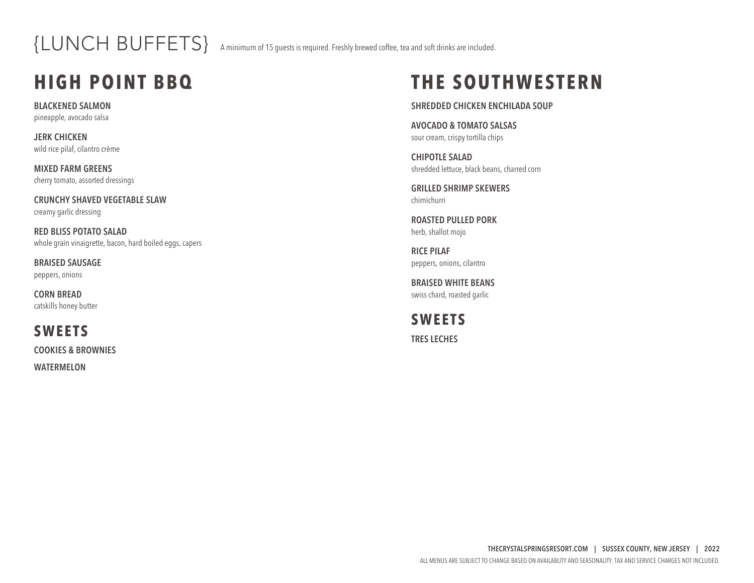# {LUNCH BUFFETS}

A minimum of 15 guests is required. Freshly brewed coffee, tea and soft drinks are included.

## HIGH POINT BBQ

**BLACKENED SALMON**
pineapple, avocado salsa

**JERK CHICKEN**
wild rice pilaf, cilantro crème

**MIXED FARM GREENS**
cherry tomato, assorted dressings

**CRUNCHY SHAVED VEGETABLE SLAW**
creamy garlic dressing

**RED BLISS POTATO SALAD**
whole grain vinaigrette, bacon, hard boiled eggs, capers

**BRAISED SAUSAGE**
peppers, onions

**CORN BREAD**
catskills honey butter

### SWEETS

**COOKIES & BROWNIES**

**WATERMELON**

## THE SOUTHWESTERN

**SHREDDED CHICKEN ENCHILADA SOUP**

**AVOCADO & TOMATO SALSAS**
sour cream, crispy tortilla chips

**CHIPOTLE SALAD**
shredded lettuce, black beans, charred corn

**GRILLED SHRIMP SKEWERS**
chimichurri

**ROASTED PULLED PORK**
herb, shallot mojo

**RICE PILAF**
peppers, onions, cilantro

**BRAISED WHITE BEANS**
swiss chard, roasted garlic

### SWEETS

**TRES LECHES**

THECRYSTALSPRINGSRESORT.COM | SUSSEX COUNTY, NEW JERSEY | 2022

ALL MENUS ARE SUBJECT TO CHANGE BASED ON AVAILABLITY AND SEASONALITY. TAX AND SERVICE CHARGES NOT INCLUDED.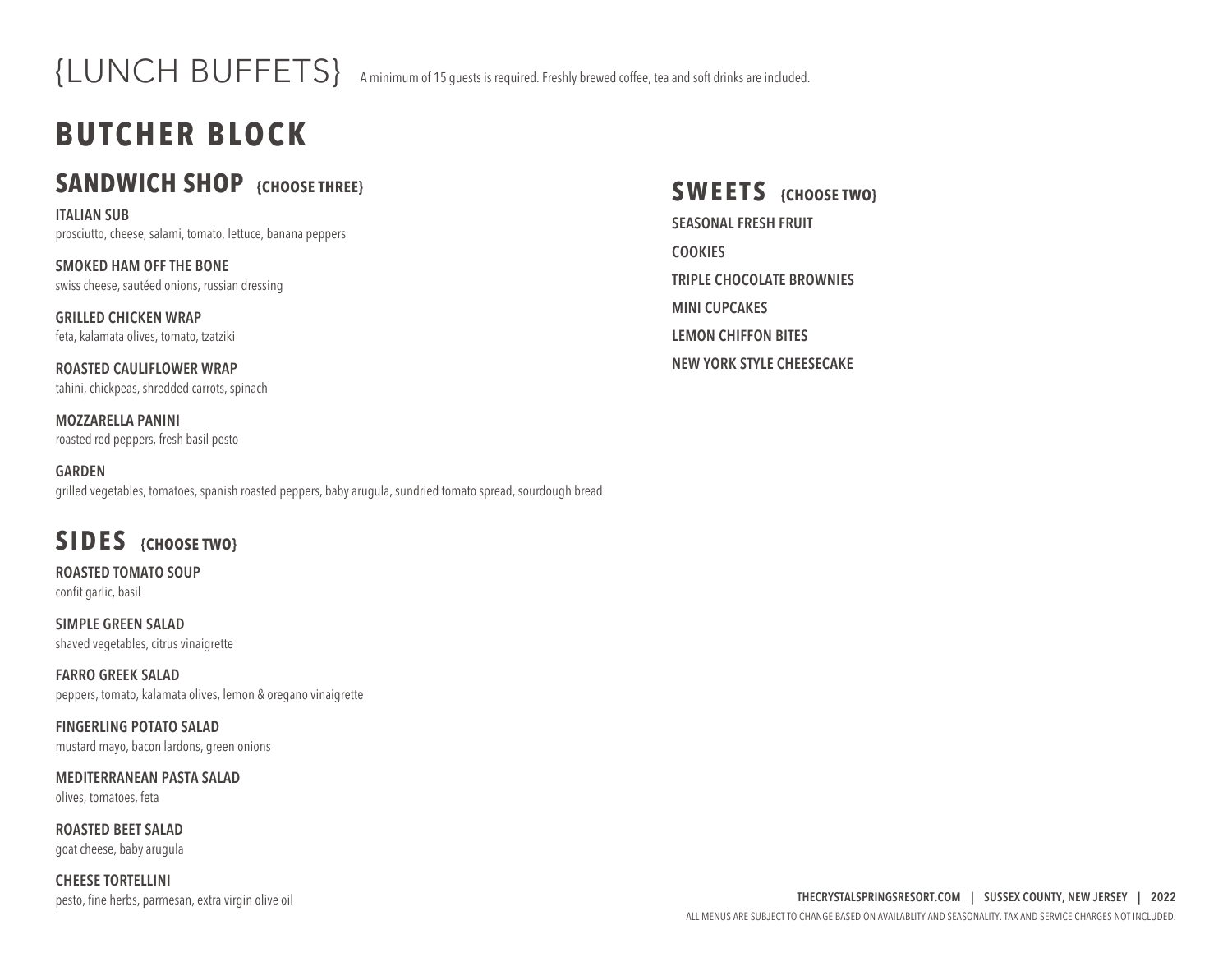# {LUNCH BUFFETS}

A minimum of 15 guests is required. Freshly brewed coffee, tea and soft drinks are included.

## BUTCHER BLOCK

### SANDWICH SHOP {CHOOSE THREE}

**ITALIAN SUB**
prosciutto, cheese, salami, tomato, lettuce, banana peppers

**SMOKED HAM OFF THE BONE**
swiss cheese, sautéed onions, russian dressing

**GRILLED CHICKEN WRAP**
feta, kalamata olives, tomato, tzatziki

**ROASTED CAULIFLOWER WRAP**
tahini, chickpeas, shredded carrots, spinach

**MOZZARELLA PANINI**
roasted red peppers, fresh basil pesto

**GARDEN**
grilled vegetables, tomatoes, spanish roasted peppers, baby arugula, sundried tomato spread, sourdough bread

### SIDES {CHOOSE TWO}

**ROASTED TOMATO SOUP**
confit garlic, basil

**SIMPLE GREEN SALAD**
shaved vegetables, citrus vinaigrette

**FARRO GREEK SALAD**
peppers, tomato, kalamata olives, lemon & oregano vinaigrette

**FINGERLING POTATO SALAD**
mustard mayo, bacon lardons, green onions

**MEDITERRANEAN PASTA SALAD**
olives, tomatoes, feta

**ROASTED BEET SALAD**
goat cheese, baby arugula

**CHEESE TORTELLINI**
pesto, fine herbs, parmesan, extra virgin olive oil

### SWEETS {CHOOSE TWO}

**SEASONAL FRESH FRUIT**

**COOKIES**

**TRIPLE CHOCOLATE BROWNIES**

**MINI CUPCAKES**

**LEMON CHIFFON BITES**

**NEW YORK STYLE CHEESECAKE**

THECRYSTALSPRINGSRESORT.COM | SUSSEX COUNTY, NEW JERSEY | 2022

ALL MENUS ARE SUBJECT TO CHANGE BASED ON AVAILABLITY AND SEASONALITY. TAX AND SERVICE CHARGES NOT INCLUDED.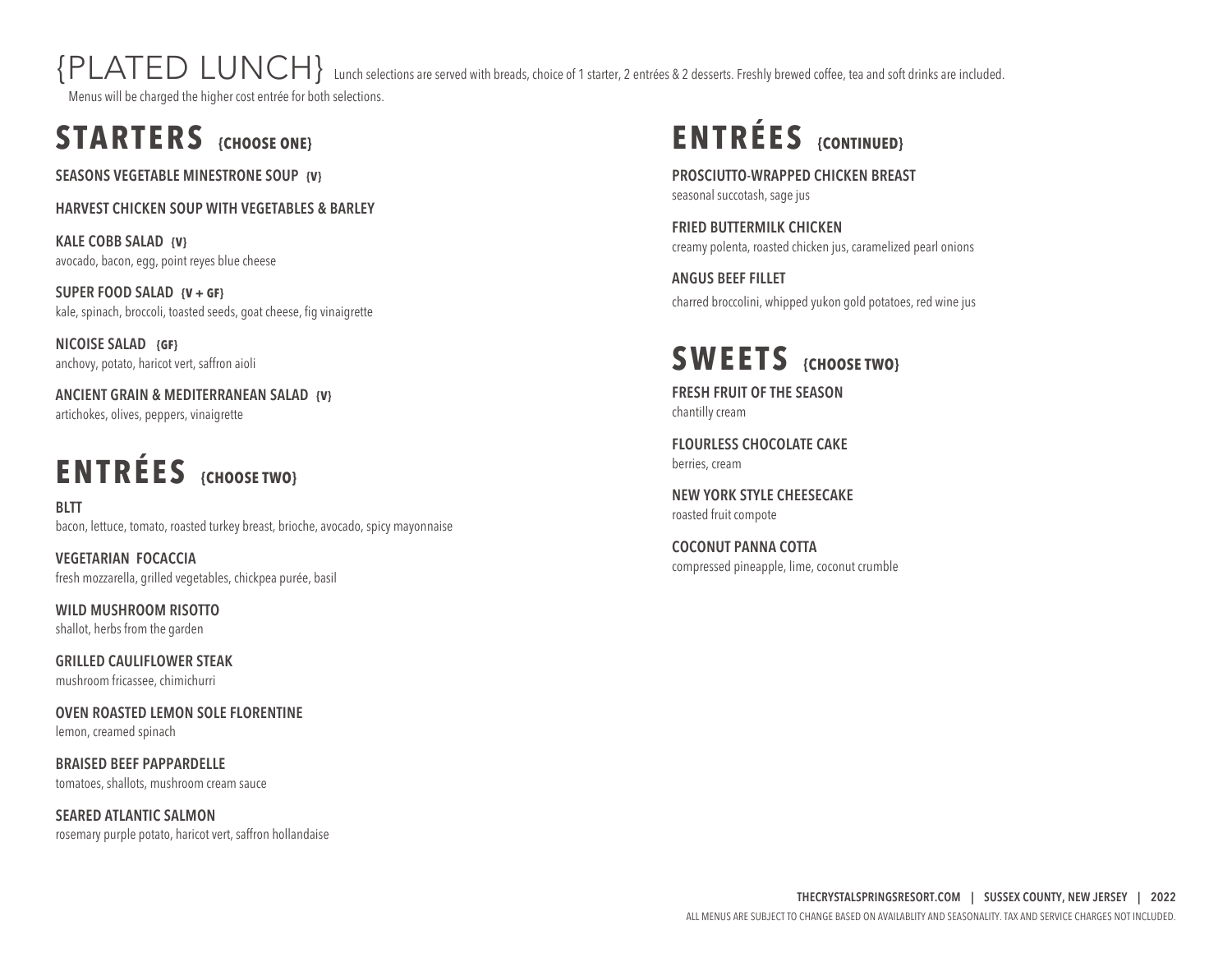# {PLATED LUNCH}

Lunch selections are served with breads, choice of 1 starter, 2 entrées & 2 desserts. Freshly brewed coffee, tea and soft drinks are included.

Menus will be charged the higher cost entrée for both selections.

## STARTERS {CHOOSE ONE}

**SEASONS VEGETABLE MINESTRONE SOUP {V}**

**HARVEST CHICKEN SOUP WITH VEGETABLES & BARLEY**

**KALE COBB SALAD {V}**
avocado, bacon, egg, point reyes blue cheese

**SUPER FOOD SALAD {V + GF}**
kale, spinach, broccoli, toasted seeds, goat cheese, fig vinaigrette

**NICOISE SALAD {GF}**
anchovy, potato, haricot vert, saffron aioli

**ANCIENT GRAIN & MEDITERRANEAN SALAD {V}**
artichokes, olives, peppers, vinaigrette

## ENTRÉES {CHOOSE TWO}

**BLTT**
bacon, lettuce, tomato, roasted turkey breast, brioche, avocado, spicy mayonnaise

**VEGETARIAN FOCACCIA**
fresh mozzarella, grilled vegetables, chickpea purée, basil

**WILD MUSHROOM RISOTTO**
shallot, herbs from the garden

**GRILLED CAULIFLOWER STEAK**
mushroom fricassee, chimichurri

**OVEN ROASTED LEMON SOLE FLORENTINE**
lemon, creamed spinach

**BRAISED BEEF PAPPARDELLE**
tomatoes, shallots, mushroom cream sauce

**SEARED ATLANTIC SALMON**
rosemary purple potato, haricot vert, saffron hollandaise

## ENTRÉES {CONTINUED}

**PROSCIUTTO-WRAPPED CHICKEN BREAST**
seasonal succotash, sage jus

**FRIED BUTTERMILK CHICKEN**
creamy polenta, roasted chicken jus, caramelized pearl onions

**ANGUS BEEF FILLET**
charred broccolini, whipped yukon gold potatoes, red wine jus

## SWEETS {CHOOSE TWO}

**FRESH FRUIT OF THE SEASON**
chantilly cream

**FLOURLESS CHOCOLATE CAKE**
berries, cream

**NEW YORK STYLE CHEESECAKE**
roasted fruit compote

**COCONUT PANNA COTTA**
compressed pineapple, lime, coconut crumble

ALL MENUS ARE SUBJECT TO CHANGE BASED ON AVAILABLITY AND SEASONALITY. TAX AND SERVICE CHARGES NOT INCLUDED.